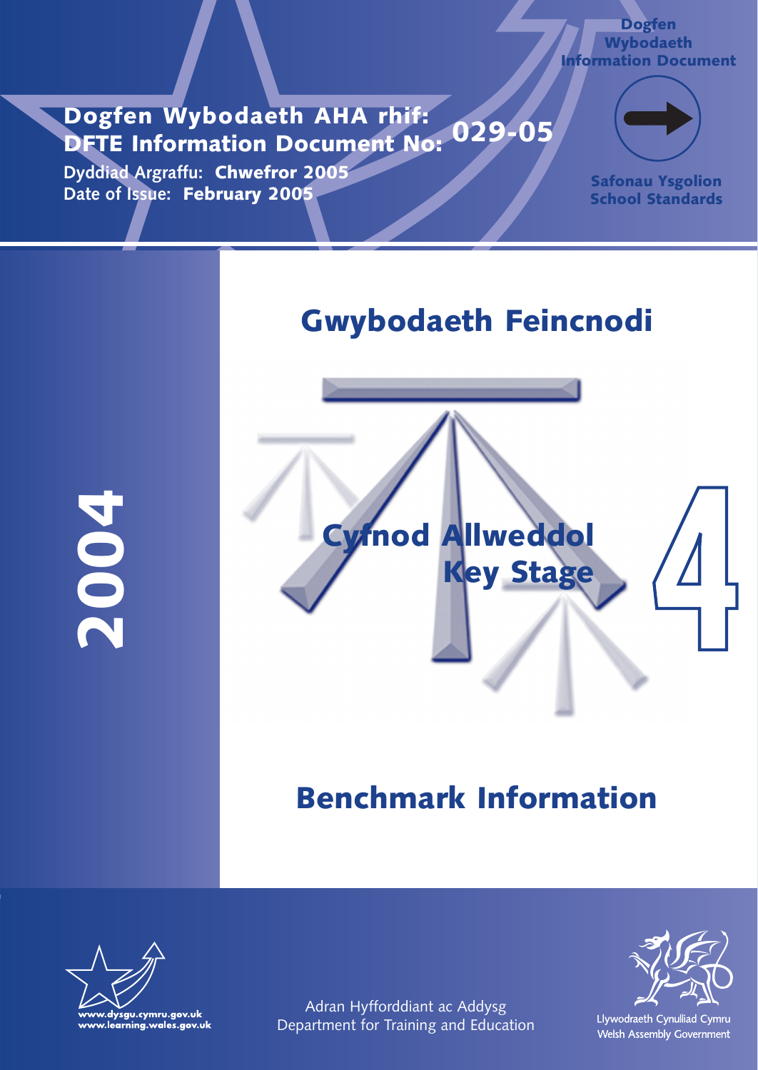Dogfen Wybodaeth
Information Document

**Dogfen Wybodaeth AHA rhif:**
**DFTE Information Document No: 029-05**

Dyddiad Argraffu: **Chwefror 2005**
Date of Issue: **February 2005**

Safonau Ysgolion
School Standards

# Gwybodaeth Feincnodi

**2004**

## Cyfnod Allweddol Key Stage 4

# Benchmark Information

www.dysgu.cymru.gov.uk
www.learning.wales.gov.uk

Adran Hyfforddiant ac Addysg
Department for Training and Education

Llywodraeth Cynulliad Cymru
Welsh Assembly Government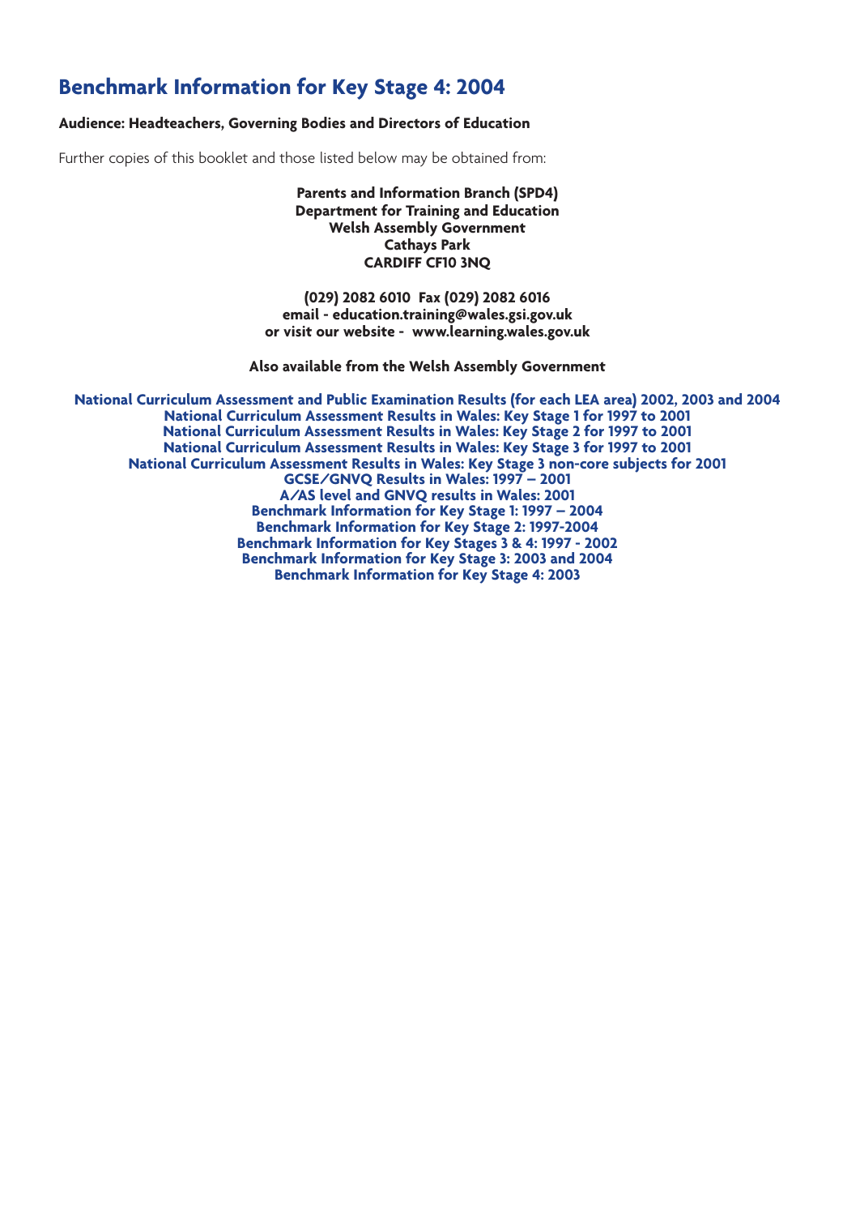# Benchmark Information for Key Stage 4: 2004

**Audience: Headteachers, Governing Bodies and Directors of Education**

Further copies of this booklet and those listed below may be obtained from:

**Parents and Information Branch (SPD4)**
**Department for Training and Education**
**Welsh Assembly Government**
**Cathays Park**
**CARDIFF CF10 3NQ**

**(029) 2082 6010 Fax (029) 2082 6016**
**email - education.training@wales.gsi.gov.uk**
**or visit our website - www.learning.wales.gov.uk**

**Also available from the Welsh Assembly Government**

**National Curriculum Assessment and Public Examination Results (for each LEA area) 2002, 2003 and 2004**
**National Curriculum Assessment Results in Wales: Key Stage 1 for 1997 to 2001**
**National Curriculum Assessment Results in Wales: Key Stage 2 for 1997 to 2001**
**National Curriculum Assessment Results in Wales: Key Stage 3 for 1997 to 2001**
**National Curriculum Assessment Results in Wales: Key Stage 3 non-core subjects for 2001**
**GCSE/GNVQ Results in Wales: 1997 – 2001**
**A/AS level and GNVQ results in Wales: 2001**
**Benchmark Information for Key Stage 1: 1997 – 2004**
**Benchmark Information for Key Stage 2: 1997-2004**
**Benchmark Information for Key Stages 3 & 4: 1997 - 2002**
**Benchmark Information for Key Stage 3: 2003 and 2004**
**Benchmark Information for Key Stage 4: 2003**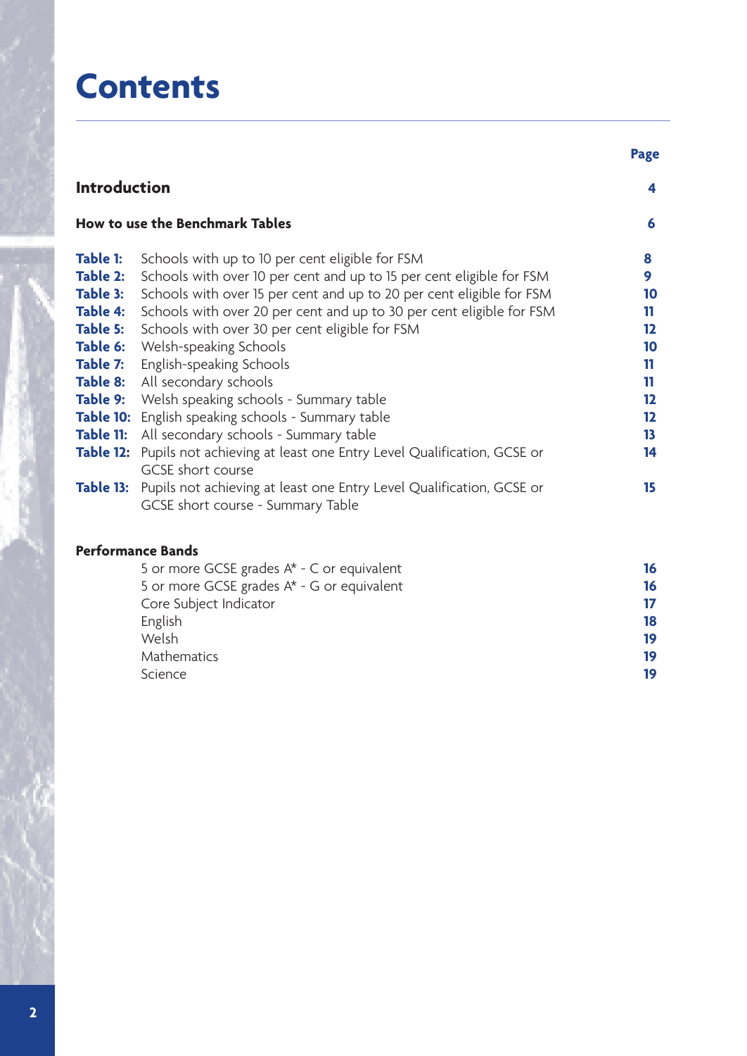# Contents

| | | Page |
|---|---|---|
| **Introduction** | | 4 |
| **How to use the Benchmark Tables** | | 6 |
| **Table 1:** | Schools with up to 10 per cent eligible for FSM | 8 |
| **Table 2:** | Schools with over 10 per cent and up to 15 per cent eligible for FSM | 9 |
| **Table 3:** | Schools with over 15 per cent and up to 20 per cent eligible for FSM | 10 |
| **Table 4:** | Schools with over 20 per cent and up to 30 per cent eligible for FSM | 11 |
| **Table 5:** | Schools with over 30 per cent eligible for FSM | 12 |
| **Table 6:** | Welsh-speaking Schools | 10 |
| **Table 7:** | English-speaking Schools | 11 |
| **Table 8:** | All secondary schools | 11 |
| **Table 9:** | Welsh speaking schools - Summary table | 12 |
| **Table 10:** | English speaking schools - Summary table | 12 |
| **Table 11:** | All secondary schools - Summary table | 13 |
| **Table 12:** | Pupils not achieving at least one Entry Level Qualification, GCSE or GCSE short course | 14 |
| **Table 13:** | Pupils not achieving at least one Entry Level Qualification, GCSE or GCSE short course - Summary Table | 15 |
| **Performance Bands** | | |
| | 5 or more GCSE grades A* - C or equivalent | 16 |
| | 5 or more GCSE grades A* - G or equivalent | 16 |
| | Core Subject Indicator | 17 |
| | English | 18 |
| | Welsh | 19 |
| | Mathematics | 19 |
| | Science | 19 |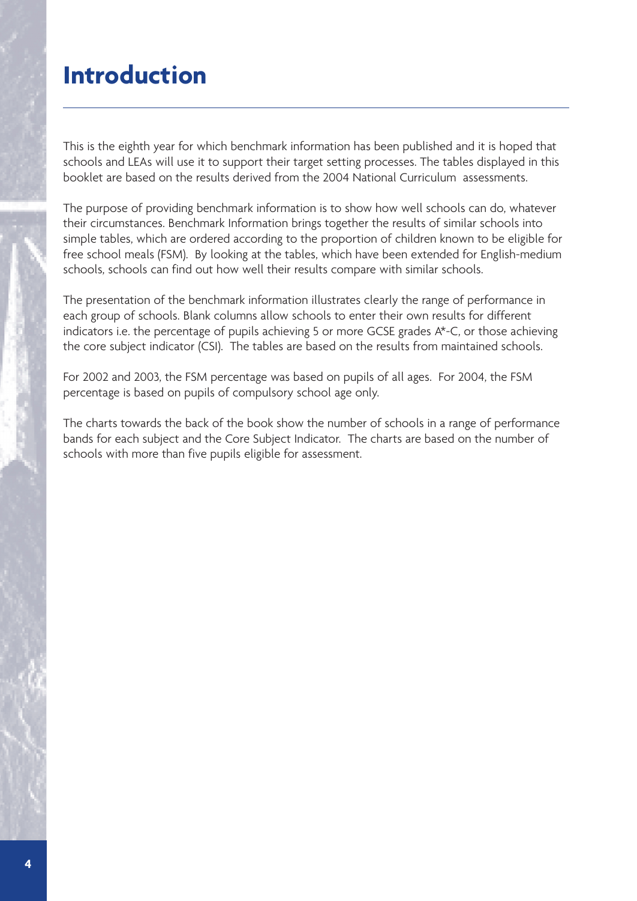# Introduction

This is the eighth year for which benchmark information has been published and it is hoped that schools and LEAs will use it to support their target setting processes. The tables displayed in this booklet are based on the results derived from the 2004 National Curriculum assessments.

The purpose of providing benchmark information is to show how well schools can do, whatever their circumstances. Benchmark Information brings together the results of similar schools into simple tables, which are ordered according to the proportion of children known to be eligible for free school meals (FSM). By looking at the tables, which have been extended for English-medium schools, schools can find out how well their results compare with similar schools.

The presentation of the benchmark information illustrates clearly the range of performance in each group of schools. Blank columns allow schools to enter their own results for different indicators i.e. the percentage of pupils achieving 5 or more GCSE grades A*-C, or those achieving the core subject indicator (CSI). The tables are based on the results from maintained schools.

For 2002 and 2003, the FSM percentage was based on pupils of all ages. For 2004, the FSM percentage is based on pupils of compulsory school age only.

The charts towards the back of the book show the number of schools in a range of performance bands for each subject and the Core Subject Indicator. The charts are based on the number of schools with more than five pupils eligible for assessment.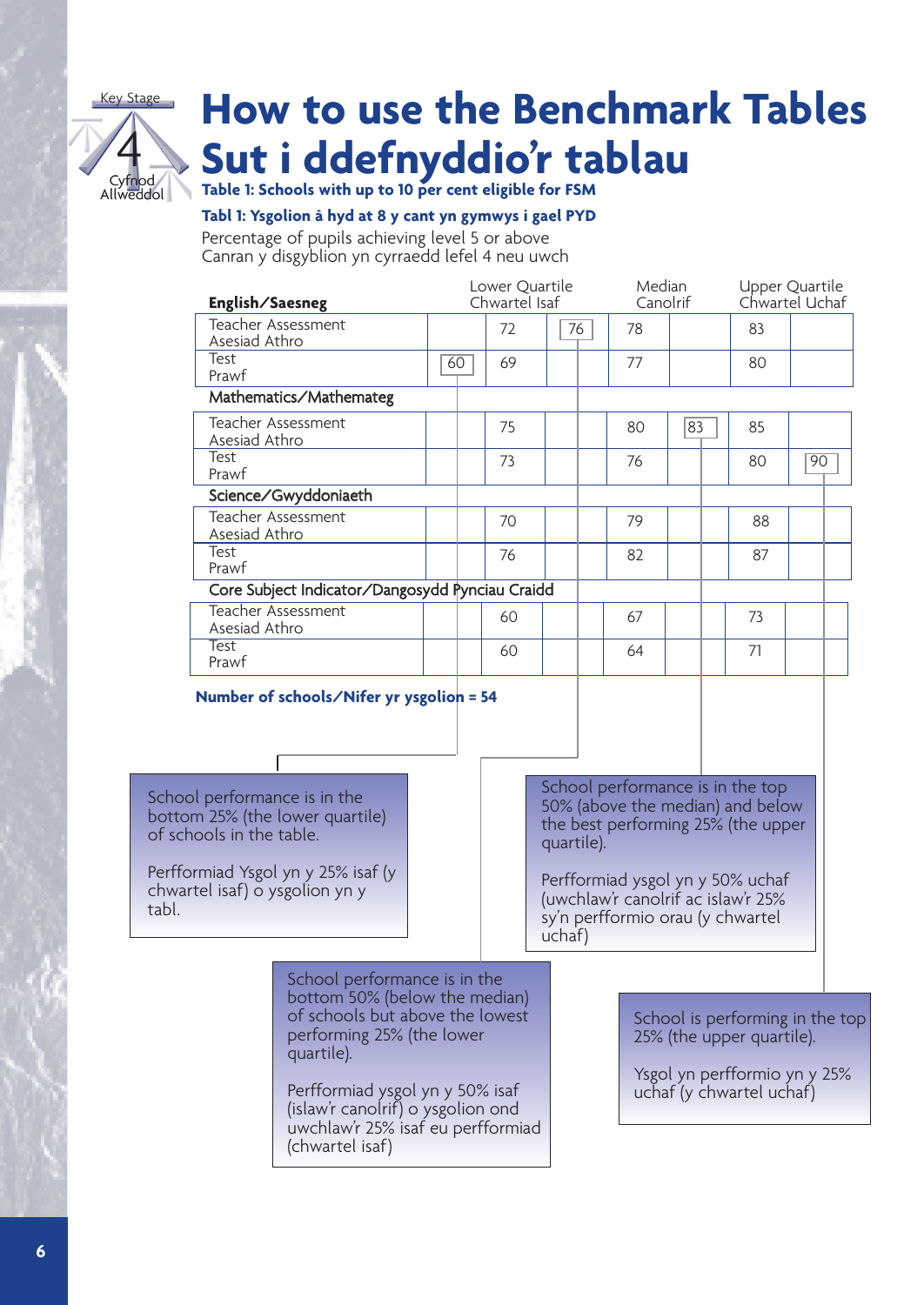# How to use the Benchmark Tables

# Sut i ddefnyddio'r tablau

**Table 1: Schools with up to 10 per cent eligible for FSM**

**Tabl 1: Ysgolion â hyd at 8 y cant yn gymwys i gael PYD**

Percentage of pupils achieving level 5 or above
Canran y disgyblion yn cyrraedd lefel 4 neu uwch

| **English/Saesneg** | | Lower Quartile Chwartel Isaf | | Median Canolrif | | Upper Quartile Chwartel Uchaf | |
|---|---|---|---|---|---|---|---|
| Teacher Assessment Asesiad Athro | | 72 | 76 | 78 | | 83 | |
| Test Prawf | 60 | 69 | | 77 | | 80 | |
| **Mathematics/Mathemateg** | | | | | | | |
| Teacher Assessment Asesiad Athro | | 75 | | 80 | 83 | 85 | |
| Test Prawf | | 73 | | 76 | | 80 | 90 |
| **Science/Gwyddoniaeth** | | | | | | | |
| Teacher Assessment Asesiad Athro | | 70 | | 79 | | 88 | |
| Test Prawf | | 76 | | 82 | | 87 | |
| **Core Subject Indicator/Dangosydd Pynciau Craidd** | | | | | | | |
| Teacher Assessment Asesiad Athro | | 60 | | 67 | | 73 | |
| Test Prawf | | 60 | | 64 | | 71 | |

**Number of schools/Nifer yr ysgolion = 54**

School performance is in the bottom 25% (the lower quartile) of schools in the table.

Perfformiad Ysgol yn y 25% isaf (y chwartel isaf) o ysgolion yn y tabl.

School performance is in the bottom 50% (below the median) of schools but above the lowest performing 25% (the lower quartile).

Perfformiad ysgol yn y 50% isaf (islaw'r canolrif) o ysgolion ond uwchlaw'r 25% isaf eu perfformiad (chwartel isaf)

School performance is in the top 50% (above the median) and below the best performing 25% (the upper quartile).

Perfformiad ysgol yn y 50% uchaf (uwchlaw'r canolrif ac islaw'r 25% sy'n perfformio orau (y chwartel uchaf)

School is performing in the top 25% (the upper quartile).

Ysgol yn perfformio yn y 25% uchaf (y chwartel uchaf)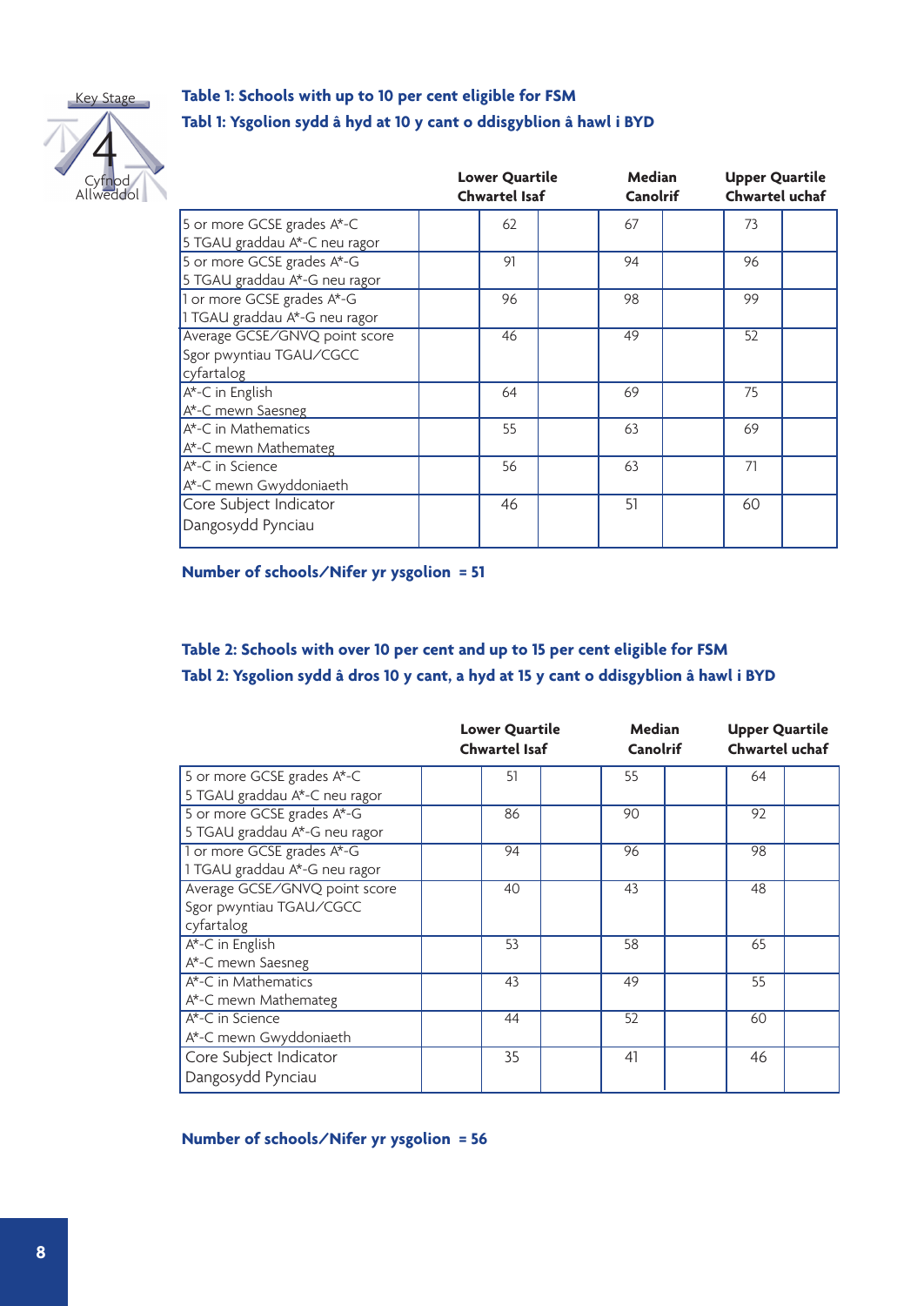## Table 1: Schools with up to 10 per cent eligible for FSM
## Tabl 1: Ysgolion sydd â hyd at 10 y cant o ddisgyblion â hawl i BYD

| | Lower Quartile Chwartel Isaf | Median Canolrif | Upper Quartile Chwartel uchaf |
|---|---|---|---|
| 5 or more GCSE grades A*-C<br>5 TGAU graddau A*-C neu ragor | 62 | 67 | 73 |
| 5 or more GCSE grades A*-G<br>5 TGAU graddau A*-G neu ragor | 91 | 94 | 96 |
| 1 or more GCSE grades A*-G<br>1 TGAU graddau A*-G neu ragor | 96 | 98 | 99 |
| Average GCSE/GNVQ point score<br>Sgor pwyntiau TGAU/CGCC cyfartalog | 46 | 49 | 52 |
| A*-C in English<br>A*-C mewn Saesneg | 64 | 69 | 75 |
| A*-C in Mathematics<br>A*-C mewn Mathemateg | 55 | 63 | 69 |
| A*-C in Science<br>A*-C mewn Gwyddoniaeth | 56 | 63 | 71 |
| Core Subject Indicator<br>Dangosydd Pynciau | 46 | 51 | 60 |

**Number of schools/Nifer yr ysgolion = 51**

## Table 2: Schools with over 10 per cent and up to 15 per cent eligible for FSM
## Tabl 2: Ysgolion sydd â dros 10 y cant, a hyd at 15 y cant o ddisgyblion â hawl i BYD

| | Lower Quartile Chwartel Isaf | Median Canolrif | Upper Quartile Chwartel uchaf |
|---|---|---|---|
| 5 or more GCSE grades A*-C<br>5 TGAU graddau A*-C neu ragor | 51 | 55 | 64 |
| 5 or more GCSE grades A*-G<br>5 TGAU graddau A*-G neu ragor | 86 | 90 | 92 |
| 1 or more GCSE grades A*-G<br>1 TGAU graddau A*-G neu ragor | 94 | 96 | 98 |
| Average GCSE/GNVQ point score<br>Sgor pwyntiau TGAU/CGCC cyfartalog | 40 | 43 | 48 |
| A*-C in English<br>A*-C mewn Saesneg | 53 | 58 | 65 |
| A*-C in Mathematics<br>A*-C mewn Mathemateg | 43 | 49 | 55 |
| A*-C in Science<br>A*-C mewn Gwyddoniaeth | 44 | 52 | 60 |
| Core Subject Indicator<br>Dangosydd Pynciau | 35 | 41 | 46 |

**Number of schools/Nifer yr ysgolion = 56**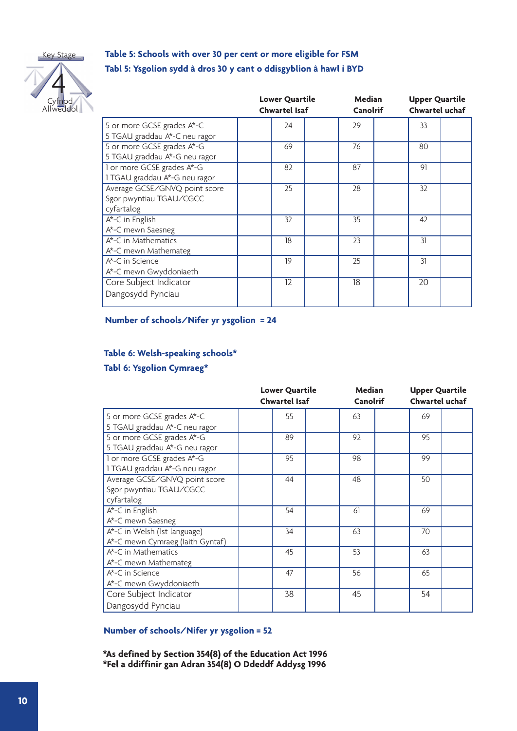## Table 5: Schools with over 30 per cent or more eligible for FSM
## Tabl 5: Ysgolion sydd â dros 30 y cant o ddisgyblion â hawl i BYD

| | Lower Quartile<br>Chwartel Isaf | Median<br>Canolrif | Upper Quartile<br>Chwartel uchaf |
|---|---|---|---|
| 5 or more GCSE grades A*-C<br>5 TGAU graddau A*-C neu ragor | 24 | 29 | 33 |
| 5 or more GCSE grades A*-G<br>5 TGAU graddau A*-G neu ragor | 69 | 76 | 80 |
| 1 or more GCSE grades A*-G<br>1 TGAU graddau A*-G neu ragor | 82 | 87 | 91 |
| Average GCSE/GNVQ point score<br>Sgor pwyntiau TGAU/CGCC cyfartalog | 25 | 28 | 32 |
| A*-C in English<br>A*-C mewn Saesneg | 32 | 35 | 42 |
| A*-C in Mathematics<br>A*-C mewn Mathemateg | 18 | 23 | 31 |
| A*-C in Science<br>A*-C mewn Gwyddoniaeth | 19 | 25 | 31 |
| Core Subject Indicator<br>Dangosydd Pynciau | 12 | 18 | 20 |

**Number of schools/Nifer yr ysgolion = 24**

## Table 6: Welsh-speaking schools*
## Tabl 6: Ysgolion Cymraeg*

| | Lower Quartile<br>Chwartel Isaf | Median<br>Canolrif | Upper Quartile<br>Chwartel uchaf |
|---|---|---|---|
| 5 or more GCSE grades A*-C<br>5 TGAU graddau A*-C neu ragor | 55 | 63 | 69 |
| 5 or more GCSE grades A*-G<br>5 TGAU graddau A*-G neu ragor | 89 | 92 | 95 |
| 1 or more GCSE grades A*-G<br>1 TGAU graddau A*-G neu ragor | 95 | 98 | 99 |
| Average GCSE/GNVQ point score<br>Sgor pwyntiau TGAU/CGCC cyfartalog | 44 | 48 | 50 |
| A*-C in English<br>A*-C mewn Saesneg | 54 | 61 | 69 |
| A*-C in Welsh (1st language)<br>A*-C mewn Cymraeg (Iaith Gyntaf) | 34 | 63 | 70 |
| A*-C in Mathematics<br>A*-C mewn Mathemateg | 45 | 53 | 63 |
| A*-C in Science<br>A*-C mewn Gwyddoniaeth | 47 | 56 | 65 |
| Core Subject Indicator<br>Dangosydd Pynciau | 38 | 45 | 54 |

**Number of schools/Nifer yr ysgolion = 52**

**\*As defined by Section 354(8) of the Education Act 1996**
**\*Fel a ddiffinir gan Adran 354(8) O Ddeddf Addysg 1996**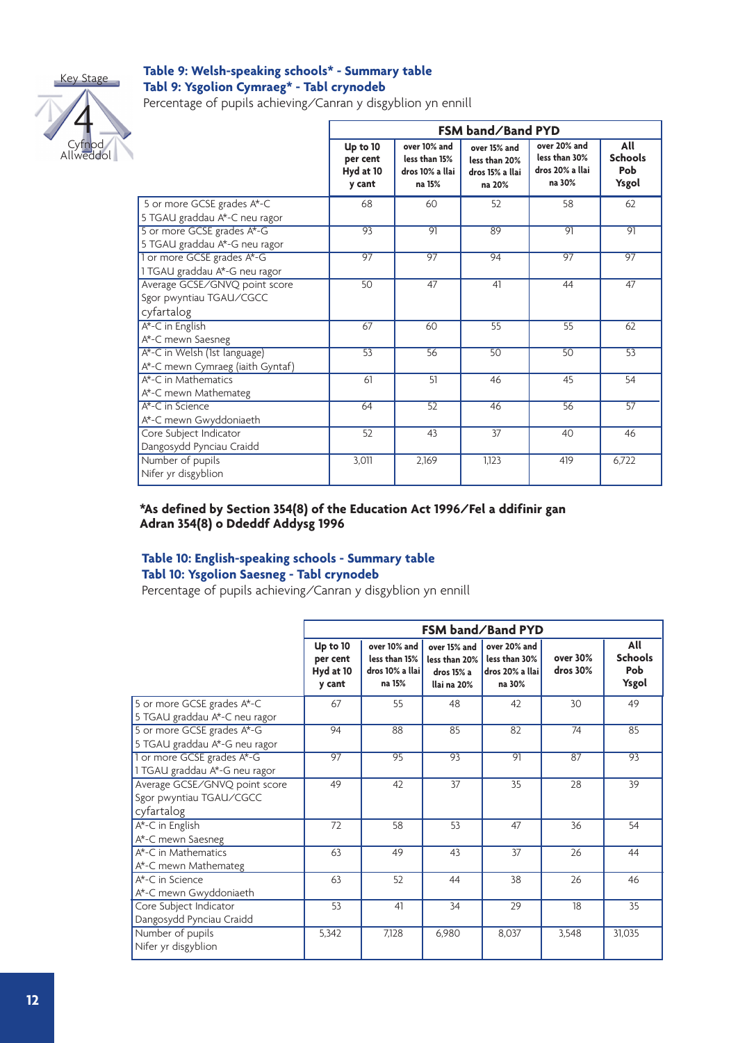### Table 9: Welsh-speaking schools* - Summary table
### Tabl 9: Ysgolion Cymraeg* - Tabl crynodeb

Percentage of pupils achieving/Canran y disgyblion yn ennill

| | FSM band/Band PYD | | | | |
|---|---|---|---|---|---|
| | Up to 10 per cent Hyd at 10 y cant | over 10% and less than 15% dros 10% a llai na 15% | over 15% and less than 20% dros 15% a llai na 20% | over 20% and less than 30% dros 20% a llai na 30% | All Schools Pob Ysgol |
| 5 or more GCSE grades A*-C 5 TGAU graddau A*-C neu ragor | 68 | 60 | 52 | 58 | 62 |
| 5 or more GCSE grades A*-G 5 TGAU graddau A*-G neu ragor | 93 | 91 | 89 | 91 | 91 |
| 1 or more GCSE grades A*-G 1 TGAU graddau A*-G neu ragor | 97 | 97 | 94 | 97 | 97 |
| Average GCSE/GNVQ point score Sgor pwyntiau TGAU/CGCC cyfartalog | 50 | 47 | 41 | 44 | 47 |
| A*-C in English A*-C mewn Saesneg | 67 | 60 | 55 | 55 | 62 |
| A*-C in Welsh (1st language) A*-C mewn Cymraeg (iaith Gyntaf) | 53 | 56 | 50 | 50 | 53 |
| A*-C in Mathematics A*-C mewn Mathemateg | 61 | 51 | 46 | 45 | 54 |
| A*-C in Science A*-C mewn Gwyddoniaeth | 64 | 52 | 46 | 56 | 57 |
| Core Subject Indicator Dangosydd Pynciau Craidd | 52 | 43 | 37 | 40 | 46 |
| Number of pupils Nifer yr disgyblion | 3,011 | 2,169 | 1,123 | 419 | 6,722 |

**\*As defined by Section 354(8) of the Education Act 1996/Fel a ddifinir gan Adran 354(8) o Ddeddf Addysg 1996**

### Table 10: English-speaking schools - Summary table
### Tabl 10: Ysgolion Saesneg - Tabl crynodeb

Percentage of pupils achieving/Canran y disgyblion yn ennill

| | FSM band/Band PYD | | | | | |
|---|---|---|---|---|---|---|
| | Up to 10 per cent Hyd at 10 y cant | over 10% and less than 15% dros 10% a llai na 15% | over 15% and less than 20% dros 15% a llai na 20% | over 20% and less than 30% dros 20% a llai na 30% | over 30% dros 30% | All Schools Pob Ysgol |
| 5 or more GCSE grades A*-C 5 TGAU graddau A*-C neu ragor | 67 | 55 | 48 | 42 | 30 | 49 |
| 5 or more GCSE grades A*-G 5 TGAU graddau A*-G neu ragor | 94 | 88 | 85 | 82 | 74 | 85 |
| 1 or more GCSE grades A*-G 1 TGAU graddau A*-G neu ragor | 97 | 95 | 93 | 91 | 87 | 93 |
| Average GCSE/GNVQ point score Sgor pwyntiau TGAU/CGCC cyfartalog | 49 | 42 | 37 | 35 | 28 | 39 |
| A*-C in English A*-C mewn Saesneg | 72 | 58 | 53 | 47 | 36 | 54 |
| A*-C in Mathematics A*-C mewn Mathemateg | 63 | 49 | 43 | 37 | 26 | 44 |
| A*-C in Science A*-C mewn Gwyddoniaeth | 63 | 52 | 44 | 38 | 26 | 46 |
| Core Subject Indicator Dangosydd Pynciau Craidd | 53 | 41 | 34 | 29 | 18 | 35 |
| Number of pupils Nifer yr disgyblion | 5,342 | 7,128 | 6,980 | 8,037 | 3,548 | 31,035 |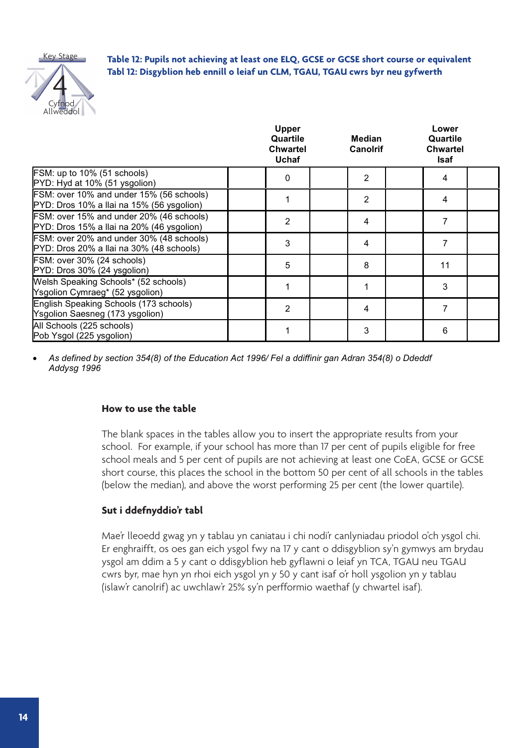**Table 12: Pupils not achieving at least one ELQ, GCSE or GCSE short course or equivalent**
**Tabl 12: Disgyblion heb ennill o leiaf un CLM, TGAU, TGAU cwrs byr neu gyfwerth**

| | | Upper Quartile Chwartel Uchaf | | Median Canolrif | | Lower Quartile Chwartel Isaf | |
|---|---|---|---|---|---|---|---|
| FSM: up to 10% (51 schools) PYD: Hyd at 10% (51 ysgolion) | | 0 | | 2 | | 4 | |
| FSM: over 10% and under 15% (56 schools) PYD: Dros 10% a llai na 15% (56 ysgolion) | | 1 | | 2 | | 4 | |
| FSM: over 15% and under 20% (46 schools) PYD: Dros 15% a llai na 20% (46 ysgolion) | | 2 | | 4 | | 7 | |
| FSM: over 20% and under 30% (48 schools) PYD: Dros 20% a llai na 30% (48 schools) | | 3 | | 4 | | 7 | |
| FSM: over 30% (24 schools) PYD: Dros 30% (24 ysgolion) | | 5 | | 8 | | 11 | |
| Welsh Speaking Schools* (52 schools) Ysgolion Cymraeg* (52 ysgolion) | | 1 | | 1 | | 3 | |
| English Speaking Schools (173 schools) Ysgolion Saesneg (173 ysgolion) | | 2 | | 4 | | 7 | |
| All Schools (225 schools) Pob Ysgol (225 ysgolion) | | 1 | | 3 | | 6 | |

- *As defined by section 354(8) of the Education Act 1996/ Fel a ddiffinir gan Adran 354(8) o Ddeddf Addysg 1996*

**How to use the table**

The blank spaces in the tables allow you to insert the appropriate results from your school. For example, if your school has more than 17 per cent of pupils eligible for free school meals and 5 per cent of pupils are not achieving at least one CoEA, GCSE or GCSE short course, this places the school in the bottom 50 per cent of all schools in the tables (below the median), and above the worst performing 25 per cent (the lower quartile).

**Sut i ddefnyddio'r tabl**

Mae'r lleoedd gwag yn y tablau yn caniatau i chi nodi'r canlyniadau priodol o'ch ysgol chi. Er enghraifft, os oes gan eich ysgol fwy na 17 y cant o ddisgyblion sy'n gymwys am brydau ysgol am ddim a 5 y cant o ddisgyblion heb gyflawni o leiaf yn TCA, TGAU neu TGAU cwrs byr, mae hyn yn rhoi eich ysgol yn y 50 y cant isaf o'r holl ysgolion yn y tablau (islaw'r canolrif) ac uwchlaw'r 25% sy'n perfformio waethaf (y chwartel isaf).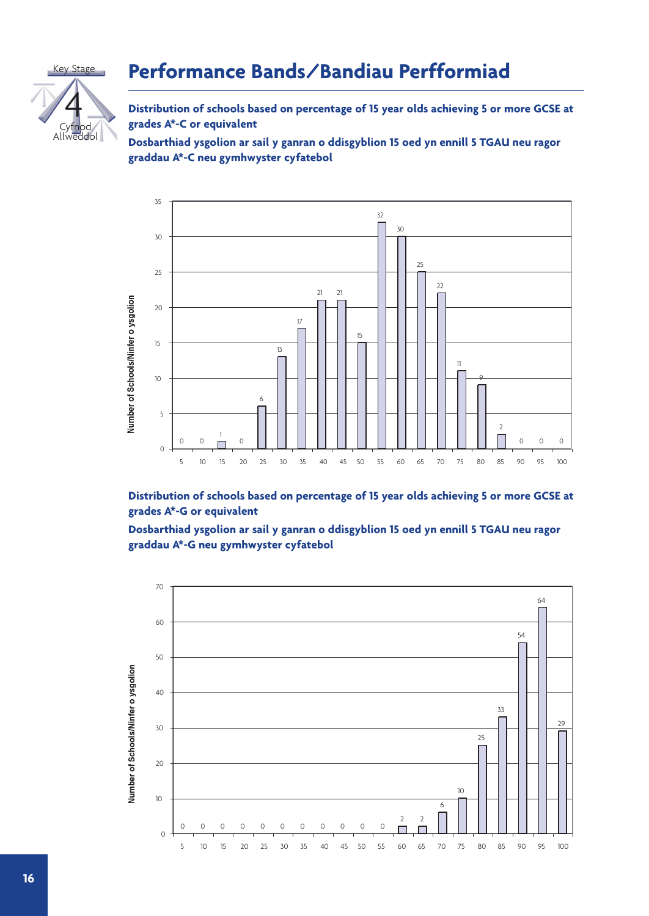# Performance Bands/Bandiau Perfformiad

**Distribution of schools based on percentage of 15 year olds achieving 5 or more GCSE at grades A*-C or equivalent**

**Dosbarthiad ysgolion ar sail y ganran o ddisgyblion 15 oed yn ennill 5 TGAU neu ragor graddau A*-C neu gymhwyster cyfatebol**

| Percentage | Number of Schools/Ninfer o ysgolion |
|---|---|
| 5 | 0 |
| 10 | 0 |
| 15 | 1 |
| 20 | 0 |
| 25 | 6 |
| 30 | 13 |
| 35 | 17 |
| 40 | 21 |
| 45 | 21 |
| 50 | 15 |
| 55 | 32 |
| 60 | 30 |
| 65 | 25 |
| 70 | 22 |
| 75 | 11 |
| 80 | 9 |
| 85 | 2 |
| 90 | 0 |
| 95 | 0 |
| 100 | 0 |

**Distribution of schools based on percentage of 15 year olds achieving 5 or more GCSE at grades A*-G or equivalent**

**Dosbarthiad ysgolion ar sail y ganran o ddisgyblion 15 oed yn ennill 5 TGAU neu ragor graddau A*-G neu gymhwyster cyfatebol**

| Percentage | Number of Schools/Ninfer o ysgolion |
|---|---|
| 5 | 0 |
| 10 | 0 |
| 15 | 0 |
| 20 | 0 |
| 25 | 0 |
| 30 | 0 |
| 35 | 0 |
| 40 | 0 |
| 45 | 0 |
| 50 | 0 |
| 55 | 0 |
| 60 | 2 |
| 65 | 2 |
| 70 | 6 |
| 75 | 10 |
| 80 | 25 |
| 85 | 33 |
| 90 | 54 |
| 95 | 64 |
| 100 | 29 |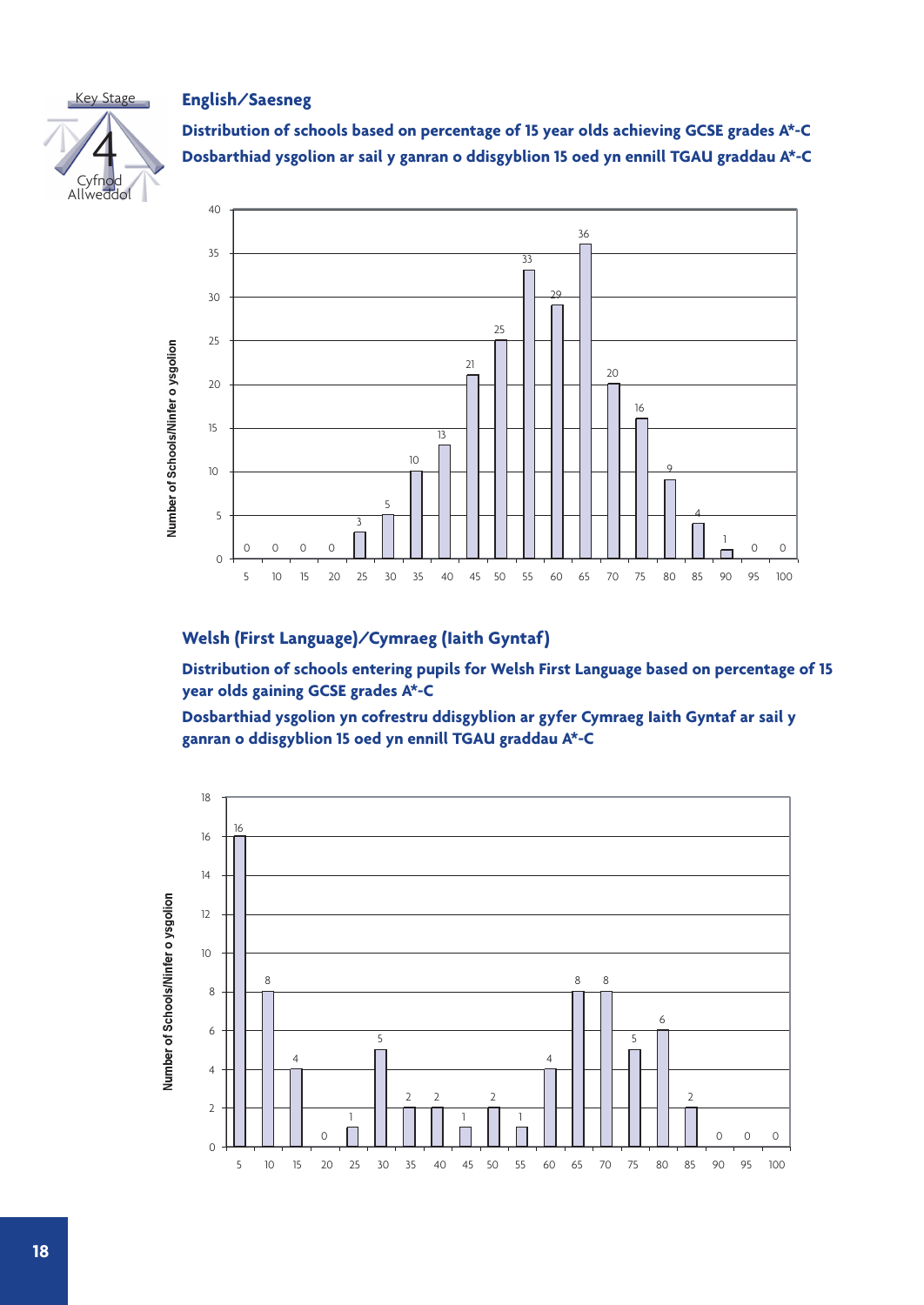Key Stage 4 Cyfnod Allweddol

## English/Saesneg

**Distribution of schools based on percentage of 15 year olds achieving GCSE grades A*-C**

**Dosbarthiad ysgolion ar sail y ganran o ddisgyblion 15 oed yn ennill TGAU graddau A*-C**

| Percentage | 5 | 10 | 15 | 20 | 25 | 30 | 35 | 40 | 45 | 50 | 55 | 60 | 65 | 70 | 75 | 80 | 85 | 90 | 95 | 100 |
|---|---|---|---|---|---|---|---|---|---|---|---|---|---|---|---|---|---|---|---|---|
| Number of Schools/Ninfer o ysgolion | 0 | 0 | 0 | 0 | 3 | 5 | 10 | 13 | 21 | 25 | 33 | 29 | 36 | 20 | 16 | 9 | 4 | 1 | 0 | 0 |

## Welsh (First Language)/Cymraeg (Iaith Gyntaf)

**Distribution of schools entering pupils for Welsh First Language based on percentage of 15 year olds gaining GCSE grades A*-C**

**Dosbarthiad ysgolion yn cofrestru ddisgyblion ar gyfer Cymraeg Iaith Gyntaf ar sail y ganran o ddisgyblion 15 oed yn ennill TGAU graddau A*-C**

| Percentage | 5 | 10 | 15 | 20 | 25 | 30 | 35 | 40 | 45 | 50 | 55 | 60 | 65 | 70 | 75 | 80 | 85 | 90 | 95 | 100 |
|---|---|---|---|---|---|---|---|---|---|---|---|---|---|---|---|---|---|---|---|---|
| Number of Schools/Ninfer o ysgolion | 16 | 8 | 4 | 0 | 1 | 5 | 2 | 2 | 1 | 2 | 1 | 4 | 8 | 8 | 5 | 6 | 2 | 0 | 0 | 0 |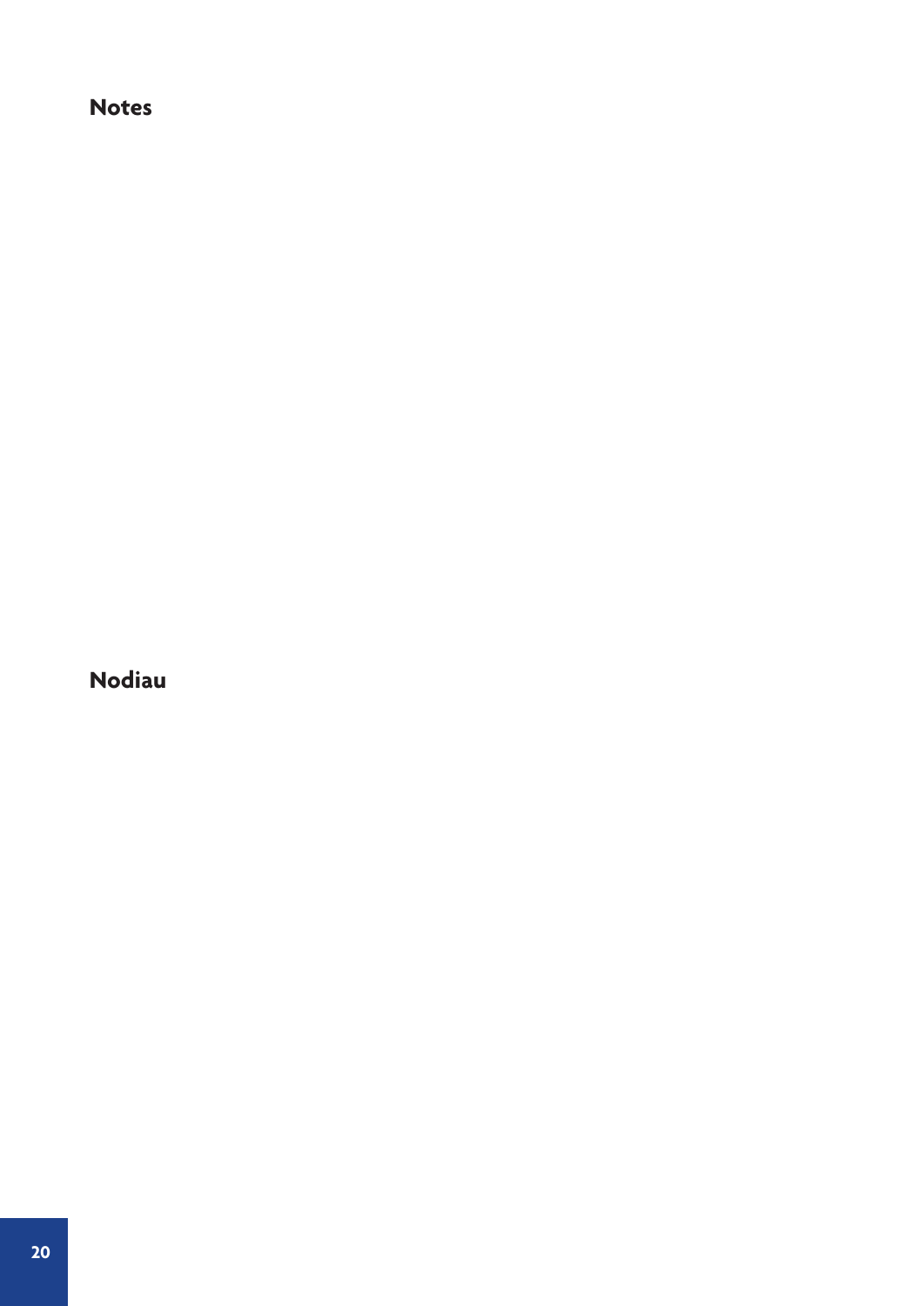## Notes

## Nodiau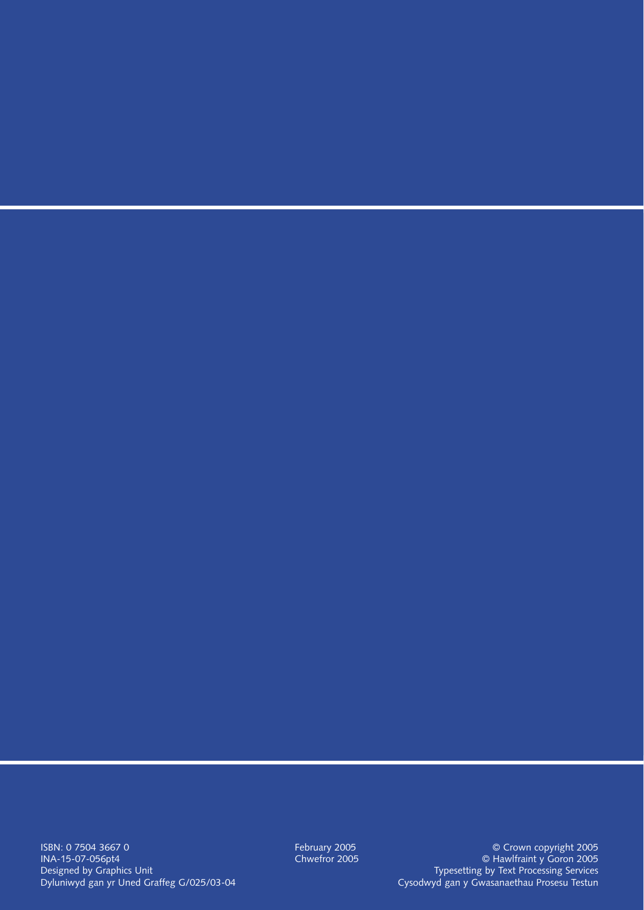ISBN: 0 7504 3667 0
INA-15-07-056pt4
Designed by Graphics Unit
Dyluniwyd gan yr Uned Graffeg G/025/03-04

February 2005
Chwefror 2005

© Crown copyright 2005
© Hawlfraint y Goron 2005
Typesetting by Text Processing Services
Cysodwyd gan y Gwasanaethau Prosesu Testun